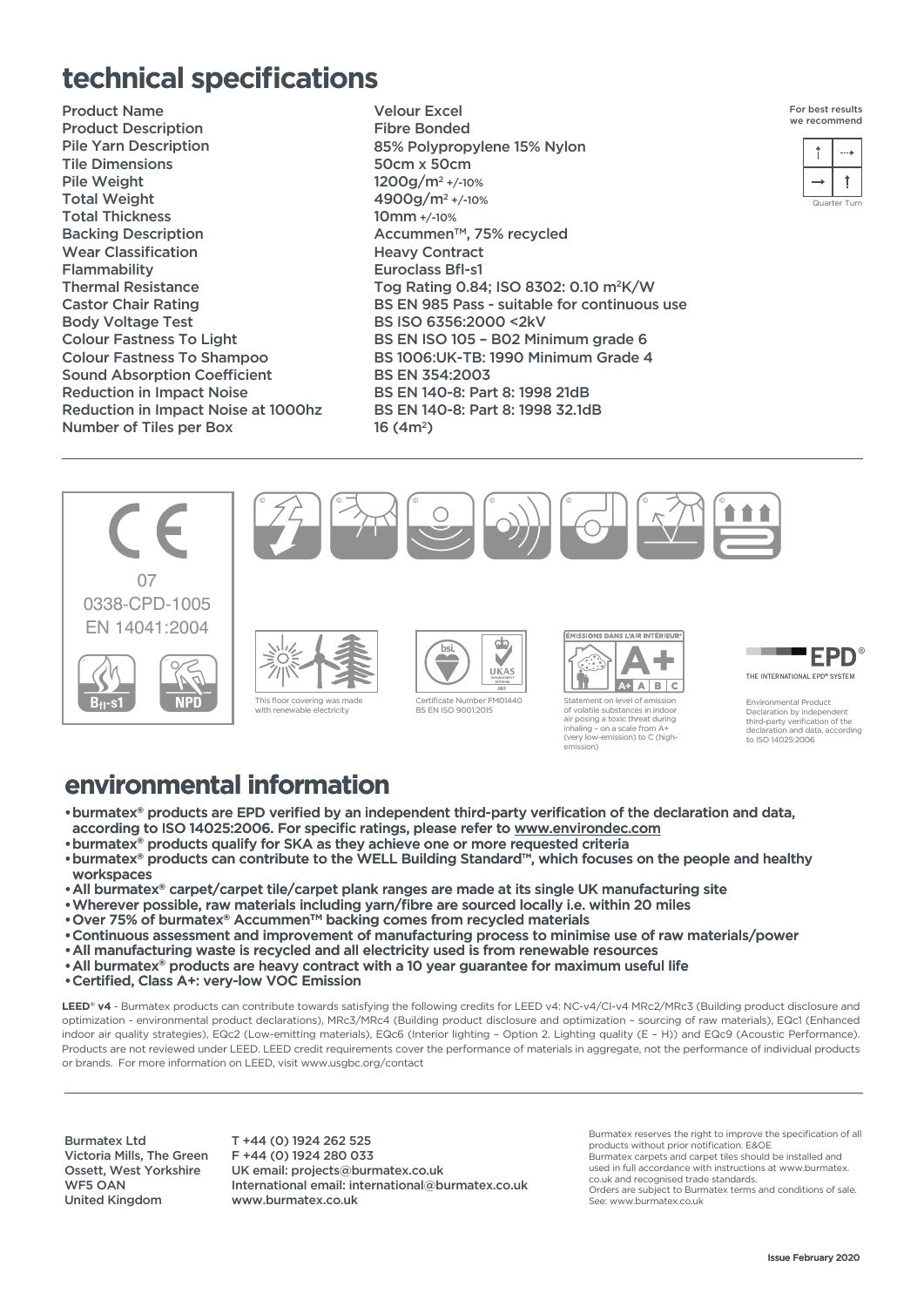# technical specifications

| | |
|---|---|
| Product Name | Velour Excel |
| Product Description | Fibre Bonded |
| Pile Yarn Description | 85% Polypropylene 15% Nylon |
| Tile Dimensions | 50cm x 50cm |
| Pile Weight | 1200g/m² +/-10% |
| Total Weight | 4900g/m² +/-10% |
| Total Thickness | 10mm +/-10% |
| Backing Description | Accummen™, 75% recycled |
| Wear Classification | Heavy Contract |
| Flammability | Euroclass Bfl-s1 |
| Thermal Resistance | Tog Rating 0.84; ISO 8302: 0.10 m²K/W |
| Castor Chair Rating | BS EN 985 Pass - suitable for continuous use |
| Body Voltage Test | BS ISO 6356:2000 <2kV |
| Colour Fastness To Light | BS EN ISO 105 – B02 Minimum grade 6 |
| Colour Fastness To Shampoo | BS 1006:UK-TB: 1990 Minimum Grade 4 |
| Sound Absorption Coefficient | BS EN 354:2003 |
| Reduction in Impact Noise | BS EN 140-8: Part 8: 1998 21dB |
| Reduction in Impact Noise at 1000hz | BS EN 140-8: Part 8: 1998 32.1dB |
| Number of Tiles per Box | 16 (4m²) |

For best results we recommend

Quarter Turn

CE

07

0338-CPD-1005

EN 14041:2004

Bfl-s1 NPD

This floor covering was made with renewable electricity

Certificate Number FM01440 BS EN ISO 9001:2015

ÉMISSIONS DANS L'AIR INTÉRIEUR

Statement on level of emission of volatile substances in indoor air posing a toxic threat during inhaling – on a scale from A+ (very low-emission) to C (high-emission)

EPD® THE INTERNATIONAL EPD® SYSTEM

Environmental Product Declaration by independent third-party verification of the declaration and data, according to ISO 14025:2006

# environmental information

- burmatex® products are EPD verified by an independent third-party verification of the declaration and data, according to ISO 14025:2006. For specific ratings, please refer to www.environdec.com
- burmatex® products qualify for SKA as they achieve one or more requested criteria
- burmatex® products can contribute to the WELL Building Standard™, which focuses on the people and healthy workspaces
- All burmatex® carpet/carpet tile/carpet plank ranges are made at its single UK manufacturing site
- Wherever possible, raw materials including yarn/fibre are sourced locally i.e. within 20 miles
- Over 75% of burmatex® Accummen™ backing comes from recycled materials
- Continuous assessment and improvement of manufacturing process to minimise use of raw materials/power
- All manufacturing waste is recycled and all electricity used is from renewable resources
- All burmatex® products are heavy contract with a 10 year guarantee for maximum useful life
- Certified, Class A+: very-low VOC Emission

**LEED® v4** - Burmatex products can contribute towards satisfying the following credits for LEED v4: NC-v4/CI-v4 MRc2/MRc3 (Building product disclosure and optimization - environmental product declarations), MRc3/MRc4 (Building product disclosure and optimization – sourcing of raw materials), EQc1 (Enhanced indoor air quality strategies), EQc2 (Low-emitting materials), EQc6 (Interior lighting – Option 2. Lighting quality (E – H)) and EQc9 (Acoustic Performance). Products are not reviewed under LEED. LEED credit requirements cover the performance of materials in aggregate, not the performance of individual products or brands. For more information on LEED, visit www.usgbc.org/contact

Burmatex Ltd
Victoria Mills, The Green
Ossett, West Yorkshire
WF5 OAN
United Kingdom

T +44 (0) 1924 262 525
F +44 (0) 1924 280 033
UK email: projects@burmatex.co.uk
International email: international@burmatex.co.uk
www.burmatex.co.uk

Burmatex reserves the right to improve the specification of all products without prior notification. E&OE
Burmatex carpets and carpet tiles should be installed and used in full accordance with instructions at www.burmatex.co.uk and recognised trade standards.
Orders are subject to Burmatex terms and conditions of sale. See: www.burmatex.co.uk

Issue February 2020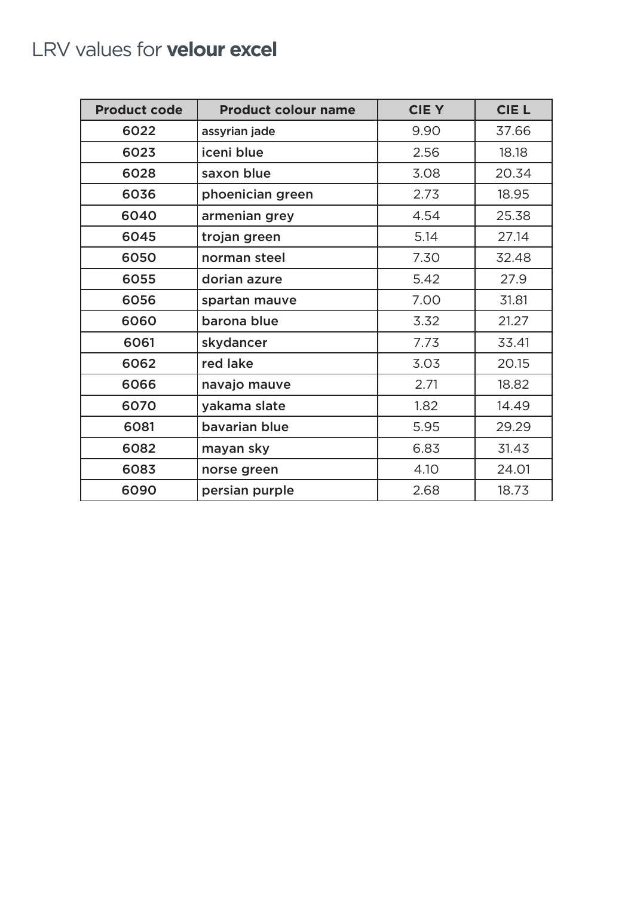# LRV values for **velour excel**

| Product code | Product colour name | CIE Y | CIE L |
|---|---|---|---|
| 6022 | assyrian jade | 9.90 | 37.66 |
| 6023 | iceni blue | 2.56 | 18.18 |
| 6028 | saxon blue | 3.08 | 20.34 |
| 6036 | phoenician green | 2.73 | 18.95 |
| 6040 | armenian grey | 4.54 | 25.38 |
| 6045 | trojan green | 5.14 | 27.14 |
| 6050 | norman steel | 7.30 | 32.48 |
| 6055 | dorian azure | 5.42 | 27.9 |
| 6056 | spartan mauve | 7.00 | 31.81 |
| 6060 | barona blue | 3.32 | 21.27 |
| 6061 | skydancer | 7.73 | 33.41 |
| 6062 | red lake | 3.03 | 20.15 |
| 6066 | navajo mauve | 2.71 | 18.82 |
| 6070 | yakama slate | 1.82 | 14.49 |
| 6081 | bavarian blue | 5.95 | 29.29 |
| 6082 | mayan sky | 6.83 | 31.43 |
| 6083 | norse green | 4.10 | 24.01 |
| 6090 | persian purple | 2.68 | 18.73 |